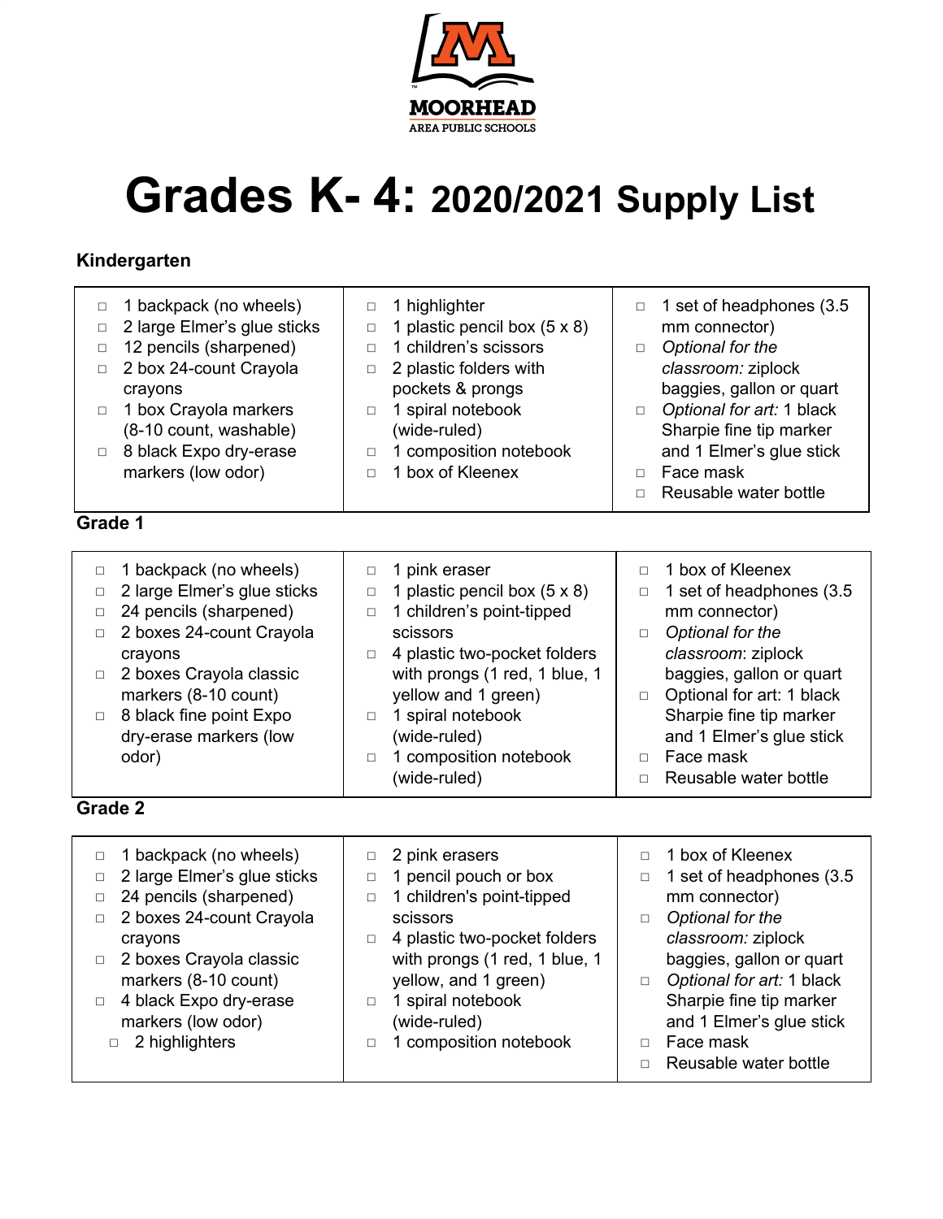MOORHEAD
AREA PUBLIC SCHOOLS

# Grades K- 4: 2020/2021 Supply List

### Kindergarten

- 1 backpack (no wheels)
- 2 large Elmer's glue sticks
- 12 pencils (sharpened)
- 2 box 24-count Crayola crayons
- 1 box Crayola markers (8-10 count, washable)
- 8 black Expo dry-erase markers (low odor)
- 1 highlighter
- 1 plastic pencil box (5 x 8)
- 1 children's scissors
- 2 plastic folders with pockets & prongs
- 1 spiral notebook (wide-ruled)
- 1 composition notebook
- 1 box of Kleenex
- 1 set of headphones (3.5 mm connector)
- *Optional for the classroom:* ziplock baggies, gallon or quart
- *Optional for art:* 1 black Sharpie fine tip marker and 1 Elmer's glue stick
- Face mask
- Reusable water bottle

### Grade 1

- 1 backpack (no wheels)
- 2 large Elmer's glue sticks
- 24 pencils (sharpened)
- 2 boxes 24-count Crayola crayons
- 2 boxes Crayola classic markers (8-10 count)
- 8 black fine point Expo dry-erase markers (low odor)
- 1 pink eraser
- 1 plastic pencil box (5 x 8)
- 1 children's point-tipped scissors
- 4 plastic two-pocket folders with prongs (1 red, 1 blue, 1 yellow and 1 green)
- 1 spiral notebook (wide-ruled)
- 1 composition notebook (wide-ruled)
- 1 box of Kleenex
- 1 set of headphones (3.5 mm connector)
- *Optional for the classroom*: ziplock baggies, gallon or quart
- Optional for art: 1 black Sharpie fine tip marker and 1 Elmer's glue stick
- Face mask
- Reusable water bottle

### Grade 2

- 1 backpack (no wheels)
- 2 large Elmer's glue sticks
- 24 pencils (sharpened)
- 2 boxes 24-count Crayola crayons
- 2 boxes Crayola classic markers (8-10 count)
- 4 black Expo dry-erase markers (low odor)
- 2 highlighters
- 2 pink erasers
- 1 pencil pouch or box
- 1 children's point-tipped scissors
- 4 plastic two-pocket folders with prongs (1 red, 1 blue, 1 yellow, and 1 green)
- 1 spiral notebook (wide-ruled)
- 1 composition notebook
- 1 box of Kleenex
- 1 set of headphones (3.5 mm connector)
- *Optional for the classroom:* ziplock baggies, gallon or quart
- *Optional for art:* 1 black Sharpie fine tip marker and 1 Elmer's glue stick
- Face mask
- Reusable water bottle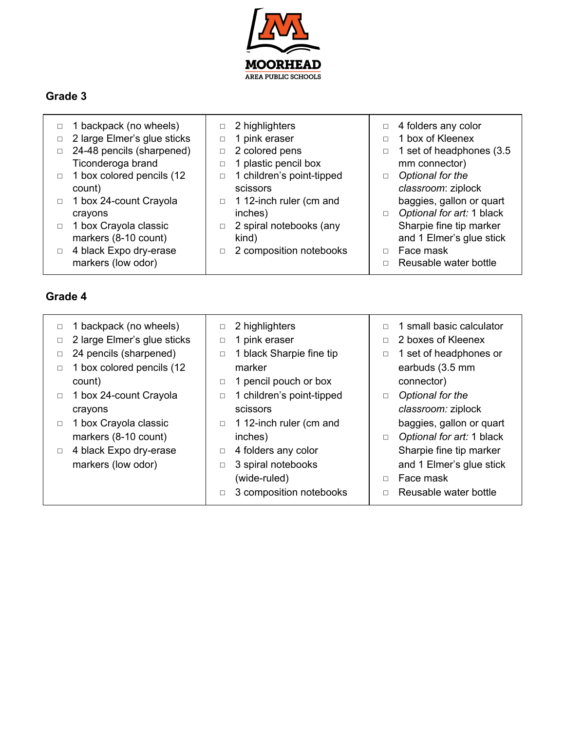## Grade 3

- 1 backpack (no wheels)
- 2 large Elmer's glue sticks
- 24-48 pencils (sharpened) Ticonderoga brand
- 1 box colored pencils (12 count)
- 1 box 24-count Crayola crayons
- 1 box Crayola classic markers (8-10 count)
- 4 black Expo dry-erase markers (low odor)
- 2 highlighters
- 1 pink eraser
- 2 colored pens
- 1 plastic pencil box
- 1 children's point-tipped scissors
- 1 12-inch ruler (cm and inches)
- 2 spiral notebooks (any kind)
- 2 composition notebooks
- 4 folders any color
- 1 box of Kleenex
- 1 set of headphones (3.5 mm connector)
- *Optional for the classroom*: ziplock baggies, gallon or quart
- *Optional for art:* 1 black Sharpie fine tip marker and 1 Elmer's glue stick
- Face mask
- Reusable water bottle

## Grade 4

- 1 backpack (no wheels)
- 2 large Elmer's glue sticks
- 24 pencils (sharpened)
- 1 box colored pencils (12 count)
- 1 box 24-count Crayola crayons
- 1 box Crayola classic markers (8-10 count)
- 4 black Expo dry-erase markers (low odor)
- 2 highlighters
- 1 pink eraser
- 1 black Sharpie fine tip marker
- 1 pencil pouch or box
- 1 children's point-tipped scissors
- 1 12-inch ruler (cm and inches)
- 4 folders any color
- 3 spiral notebooks (wide-ruled)
- 3 composition notebooks
- 1 small basic calculator
- 2 boxes of Kleenex
- 1 set of headphones or earbuds (3.5 mm connector)
- *Optional for the classroom:* ziplock baggies, gallon or quart
- *Optional for art:* 1 black Sharpie fine tip marker and 1 Elmer's glue stick
- Face mask
- Reusable water bottle